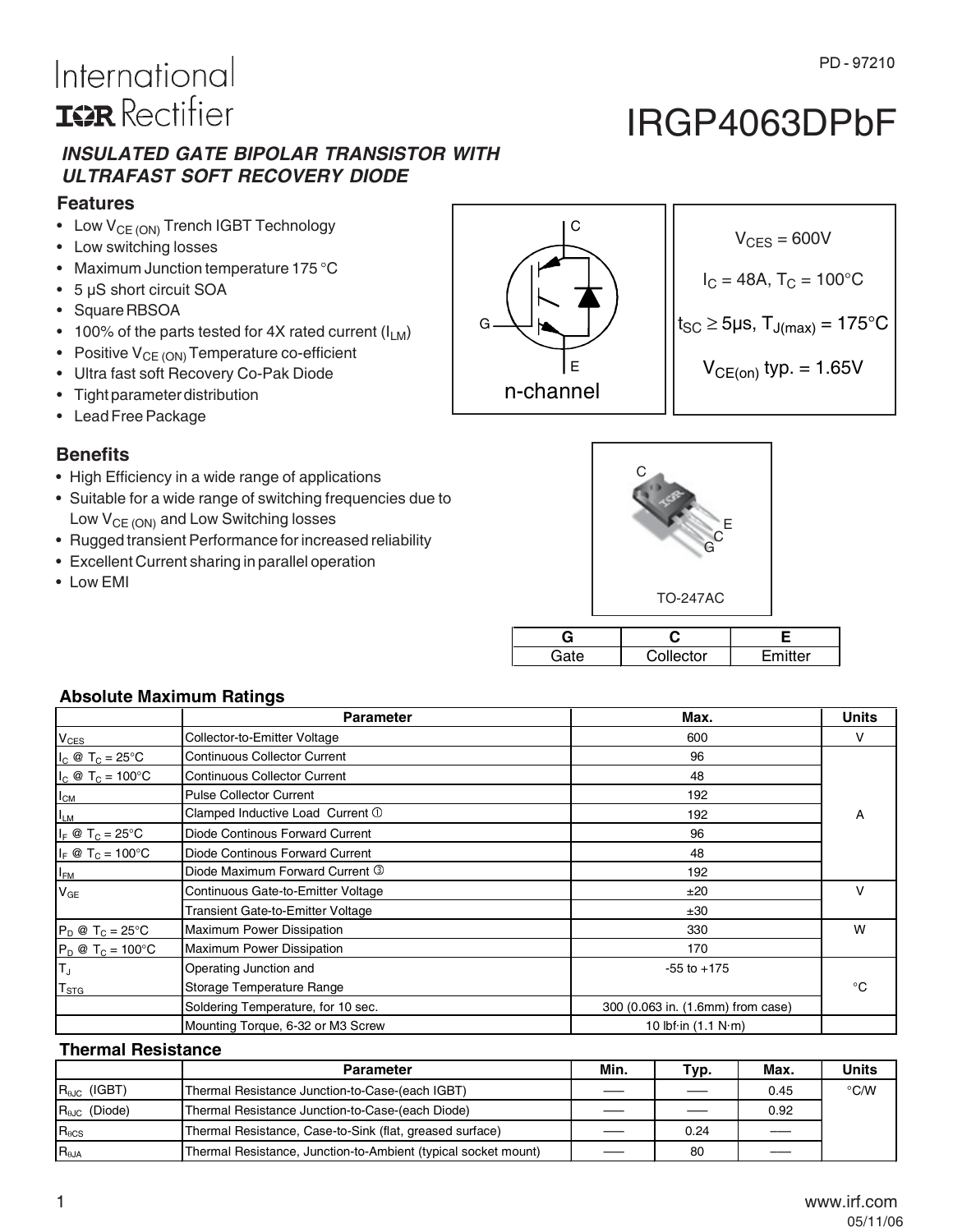PD - 97210

International
IOR Rectifier

# IRGP4063DPbF

### *INSULATED GATE BIPOLAR TRANSISTOR WITH ULTRAFAST SOFT RECOVERY DIODE*

## Features

- Low $V_{CE\,(ON)}$ Trench IGBT Technology
- Low switching losses
- Maximum Junction temperature 175 °C
- 5 μS short circuit SOA
- Square RBSOA
- 100% of the parts tested for 4X rated current ($I_{LM}$)
- Positive $V_{CE\,(ON)}$ Temperature co-efficient
- Ultra fast soft Recovery Co-Pak Diode
- Tight parameter distribution
- Lead Free Package

n-channel

$V_{CES}$ = 600V

$I_C$ = 48A, $T_C$ = 100°C

$t_{SC} \geq$ 5μs, $T_{J(max)}$ = 175°C

$V_{CE(on)}$ typ. = 1.65V

## Benefits

- High Efficiency in a wide range of applications
- Suitable for a wide range of switching frequencies due to Low $V_{CE\,(ON)}$ and Low Switching losses
- Rugged transient Performance for increased reliability
- Excellent Current sharing in parallel operation
- Low EMI

TO-247AC

| G | C | E |
|---|---|---|
| Gate | Collector | Emitter |

## Absolute Maximum Ratings

| | Parameter | Max. | Units |
|---|---|---|---|
| $V_{CES}$ | Collector-to-Emitter Voltage | 600 | V |
| $I_C$ @ $T_C$ = 25°C | Continuous Collector Current | 96 | A |
| $I_C$ @ $T_C$ = 100°C | Continuous Collector Current | 48 | |
| $I_{CM}$ | Pulse Collector Current | 192 | |
| $I_{LM}$ | Clamped Inductive Load Current ① | 192 | |
| $I_F$ @ $T_C$ = 25°C | Diode Continous Forward Current | 96 | |
| $I_F$ @ $T_C$ = 100°C | Diode Continous Forward Current | 48 | |
| $I_{FM}$ | Diode Maximum Forward Current ③ | 192 | |
| $V_{GE}$ | Continuous Gate-to-Emitter Voltage | ±20 | V |
| | Transient Gate-to-Emitter Voltage | ±30 | |
| $P_D$ @ $T_C$ = 25°C | Maximum Power Dissipation | 330 | W |
| $P_D$ @ $T_C$ = 100°C | Maximum Power Dissipation | 170 | |
| $T_J$ | Operating Junction and | -55 to +175 | °C |
| $T_{STG}$ | Storage Temperature Range | | |
| | Soldering Temperature, for 10 sec. | 300 (0.063 in. (1.6mm) from case) | |
| | Mounting Torque, 6-32 or M3 Screw | 10 lbf·in (1.1 N·m) | |

## Thermal Resistance

| | Parameter | Min. | Typ. | Max. | Units |
|---|---|---|---|---|---|
| $R_{\theta JC}$ (IGBT) | Thermal Resistance Junction-to-Case-(each IGBT) | ––– | ––– | 0.45 | °C/W |
| $R_{\theta JC}$ (Diode) | Thermal Resistance Junction-to-Case-(each Diode) | ––– | ––– | 0.92 | |
| $R_{\theta CS}$ | Thermal Resistance, Case-to-Sink (flat, greased surface) | ––– | 0.24 | ––– | |
| $R_{\theta JA}$ | Thermal Resistance, Junction-to-Ambient (typical socket mount) | ––– | 80 | ––– | |

www.irf.com
05/11/06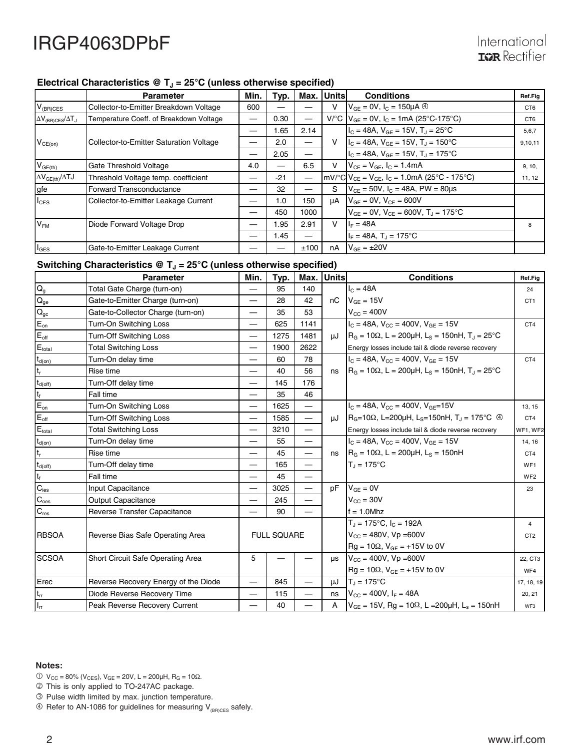### Electrical Characteristics @ $T_J$ = 25°C (unless otherwise specified)

| | Parameter | Min. | Typ. | Max. | Units | Conditions | Ref.Fig |
|---|---|---|---|---|---|---|---|
| $V_{(BR)CES}$ | Collector-to-Emitter Breakdown Voltage | 600 | — | — | V | $V_{GE}$ = 0V, $I_C$ = 150μA ④ | CT6 |
| $\Delta V_{(BR)CES}/\Delta T_J$ | Temperature Coeff. of Breakdown Voltage | — | 0.30 | — | V/°C | $V_{GE}$ = 0V, $I_C$ = 1mA (25°C-175°C) | CT6 |
| $V_{CE(on)}$ | Collector-to-Emitter Saturation Voltage | — | 1.65 | 2.14 | V | $I_C$ = 48A, $V_{GE}$ = 15V, $T_J$ = 25°C | 5,6,7 |
| | | — | 2.0 | — | | $I_C$ = 48A, $V_{GE}$ = 15V, $T_J$ = 150°C | 9,10,11 |
| | | — | 2.05 | — | | $I_C$ = 48A, $V_{GE}$ = 15V, $T_J$ = 175°C | |
| $V_{GE(th)}$ | Gate Threshold Voltage | 4.0 | — | 6.5 | V | $V_{CE}$ = $V_{GE}$, $I_C$ = 1.4mA | 9, 10, |
| $\Delta V_{GE(th)}/\Delta TJ$ | Threshold Voltage temp. coefficient | — | -21 | — | mV/°C | $V_{CE}$ = $V_{GE}$, $I_C$ = 1.0mA (25°C - 175°C) | 11, 12 |
| gfe | Forward Transconductance | — | 32 | — | S | $V_{CE}$ = 50V, $I_C$ = 48A, PW = 80μs | |
| $I_{CES}$ | Collector-to-Emitter Leakage Current | — | 1.0 | 150 | μA | $V_{GE}$ = 0V, $V_{CE}$ = 600V | |
| | | — | 450 | 1000 | | $V_{GE}$ = 0V, $V_{CE}$ = 600V, $T_J$ = 175°C | |
| $V_{FM}$ | Diode Forward Voltage Drop | — | 1.95 | 2.91 | V | $I_F$ = 48A | 8 |
| | | — | 1.45 | — | | $I_F$ = 48A, $T_J$ = 175°C | |
| $I_{GES}$ | Gate-to-Emitter Leakage Current | — | — | ±100 | nA | $V_{GE}$ = ±20V | |

### Switching Characteristics @ $T_J$ = 25°C (unless otherwise specified)

| | Parameter | Min. | Typ. | Max. | Units | Conditions | Ref.Fig |
|---|---|---|---|---|---|---|---|
| $Q_g$ | Total Gate Charge (turn-on) | — | 95 | 140 | nC | $I_C$ = 48A | 24 |
| $Q_{ge}$ | Gate-to-Emitter Charge (turn-on) | — | 28 | 42 | | $V_{GE}$ = 15V | CT1 |
| $Q_{gc}$ | Gate-to-Collector Charge (turn-on) | — | 35 | 53 | | $V_{CC}$ = 400V | |
| $E_{on}$ | Turn-On Switching Loss | — | 625 | 1141 | μJ | $I_C$ = 48A, $V_{CC}$ = 400V, $V_{GE}$ = 15V | CT4 |
| $E_{off}$ | Turn-Off Switching Loss | — | 1275 | 1481 | | $R_G$ = 10Ω, L = 200μH, $L_S$ = 150nH, $T_J$ = 25°C | |
| $E_{total}$ | Total Switching Loss | — | 1900 | 2622 | | Energy losses include tail & diode reverse recovery | |
| $t_{d(on)}$ | Turn-On delay time | — | 60 | 78 | ns | $I_C$ = 48A, $V_{CC}$ = 400V, $V_{GE}$ = 15V | CT4 |
| $t_r$ | Rise time | — | 40 | 56 | | $R_G$ = 10Ω, L = 200μH, $L_S$ = 150nH, $T_J$ = 25°C | |
| $t_{d(off)}$ | Turn-Off delay time | — | 145 | 176 | | | |
| $t_f$ | Fall time | — | 35 | 46 | | | |
| $E_{on}$ | Turn-On Switching Loss | — | 1625 | — | μJ | $I_C$ = 48A, $V_{CC}$ = 400V, $V_{GE}$=15V | 13, 15 |
| $E_{off}$ | Turn-Off Switching Loss | — | 1585 | — | | $R_G$=10Ω, L=200μH, $L_S$=150nH, $T_J$ = 175°C ④ | CT4 |
| $E_{total}$ | Total Switching Loss | — | 3210 | — | | Energy losses include tail & diode reverse recovery | WF1, WF2 |
| $t_{d(on)}$ | Turn-On delay time | — | 55 | — | ns | $I_C$ = 48A, $V_{CC}$ = 400V, $V_{GE}$ = 15V | 14, 16 |
| $t_r$ | Rise time | — | 45 | — | | $R_G$ = 10Ω, L = 200μH, $L_S$ = 150nH | CT4 |
| $t_{d(off)}$ | Turn-Off delay time | — | 165 | — | | $T_J$ = 175°C | WF1 |
| $t_f$ | Fall time | — | 45 | — | | | WF2 |
| $C_{ies}$ | Input Capacitance | — | 3025 | — | pF | $V_{GE}$ = 0V | 23 |
| $C_{oes}$ | Output Capacitance | — | 245 | — | | $V_{CC}$ = 30V | |
| $C_{res}$ | Reverse Transfer Capacitance | — | 90 | — | | f = 1.0Mhz | |
| RBSOA | Reverse Bias Safe Operating Area | FULL SQUARE | | | | $T_J$ = 175°C, $I_C$ = 192A | 4 |
| | | | | | | $V_{CC}$ = 480V, Vp =600V | CT2 |
| | | | | | | Rg = 10Ω, $V_{GE}$ = +15V to 0V | |
| SCSOA | Short Circuit Safe Operating Area | 5 | — | — | μs | $V_{CC}$ = 400V, Vp =600V | 22, CT3 |
| | | | | | | Rg = 10Ω, $V_{GE}$ = +15V to 0V | WF4 |
| Erec | Reverse Recovery Energy of the Diode | — | 845 | — | μJ | $T_J$ = 175°C | 17, 18, 19 |
| $t_{rr}$ | Diode Reverse Recovery Time | — | 115 | — | ns | $V_{CC}$ = 400V, $I_F$ = 48A | 20, 21 |
| $I_{rr}$ | Peak Reverse Recovery Current | — | 40 | — | A | $V_{GE}$ = 15V, Rg = 10Ω, L =200μH, $L_s$ = 150nH | WF3 |

**Notes:**

① $V_{CC}$ = 80% ($V_{CES}$), $V_{GE}$ = 20V, L = 200μH, $R_G$ = 10Ω.
② This is only applied to TO-247AC package.
③ Pulse width limited by max. junction temperature.
④ Refer to AN-1086 for guidelines for measuring $V_{(BR)CES}$ safely.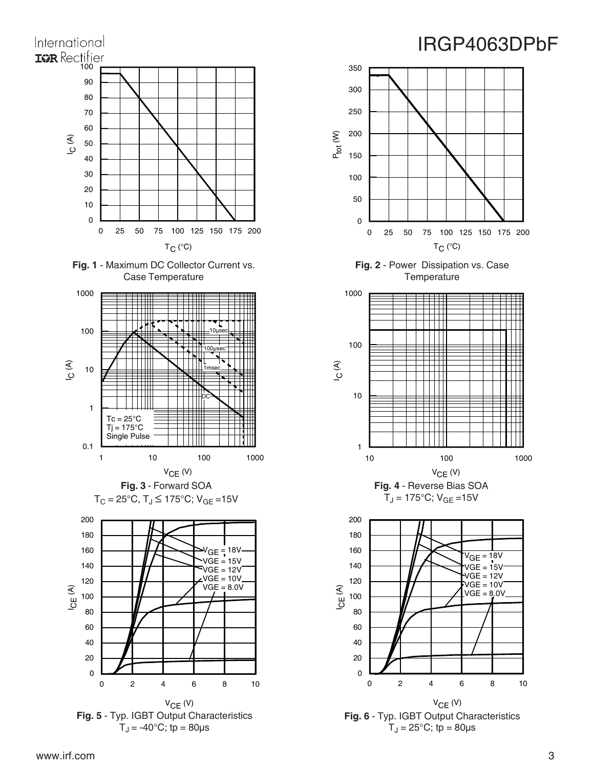**Fig. 1** - Maximum DC Collector Current vs. Case Temperature

**Fig. 2** - Power Dissipation vs. Case Temperature

**Fig. 3** - Forward SOA
$T_C = 25°C$, $T_J \leq 175°C$; $V_{GE} = 15V$

**Fig. 4** - Reverse Bias SOA
$T_J = 175°C$; $V_{GE} = 15V$

**Fig. 5** - Typ. IGBT Output Characteristics
$T_J = -40°C$; tp = 80µs

**Fig. 6** - Typ. IGBT Output Characteristics
$T_J = 25°C$; tp = 80µs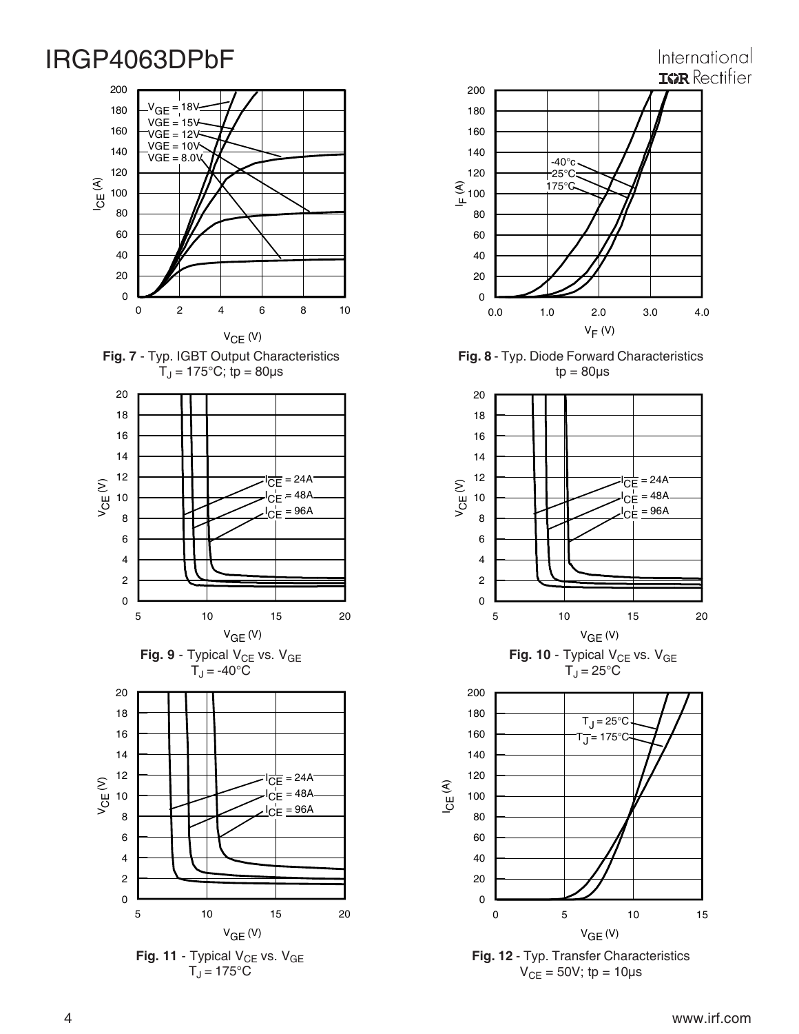**Fig. 7** - Typ. IGBT Output Characteristics
$T_J = 175°C$; tp = 80µs

**Fig. 8** - Typ. Diode Forward Characteristics
tp = 80µs

**Fig. 9** - Typical $V_{CE}$ vs. $V_{GE}$
$T_J = -40°C$

**Fig. 10** - Typical $V_{CE}$ vs. $V_{GE}$
$T_J = 25°C$

**Fig. 11** - Typical $V_{CE}$ vs. $V_{GE}$
$T_J = 175°C$

**Fig. 12** - Typ. Transfer Characteristics
$V_{CE} = 50V$; tp = 10µs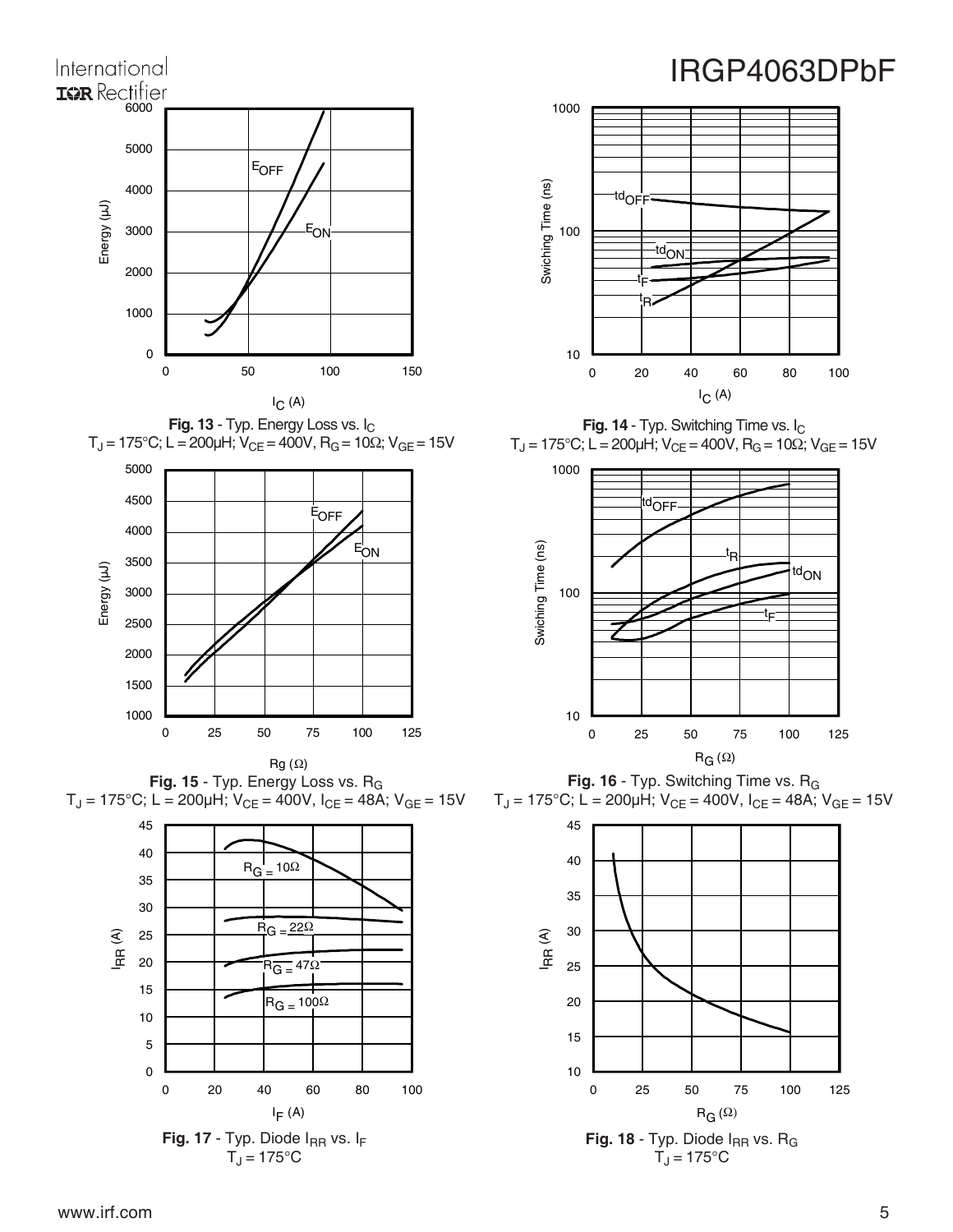**Fig. 13** - Typ. Energy Loss vs. $I_C$
$T_J = 175°C$; $L = 200µH$; $V_{CE} = 400V$, $R_G = 10Ω$; $V_{GE} = 15V$

**Fig. 14** - Typ. Switching Time vs. $I_C$
$T_J = 175°C$; $L = 200µH$; $V_{CE} = 400V$, $R_G = 10Ω$; $V_{GE} = 15V$

**Fig. 15** - Typ. Energy Loss vs. $R_G$
$T_J = 175°C$; $L = 200µH$; $V_{CE} = 400V$, $I_{CE} = 48A$; $V_{GE} = 15V$

**Fig. 16** - Typ. Switching Time vs. $R_G$
$T_J = 175°C$; $L = 200µH$; $V_{CE} = 400V$, $I_{CE} = 48A$; $V_{GE} = 15V$

**Fig. 17** - Typ. Diode $I_{RR}$ vs. $I_F$
$T_J = 175°C$

**Fig. 18** - Typ. Diode $I_{RR}$ vs. $R_G$
$T_J = 175°C$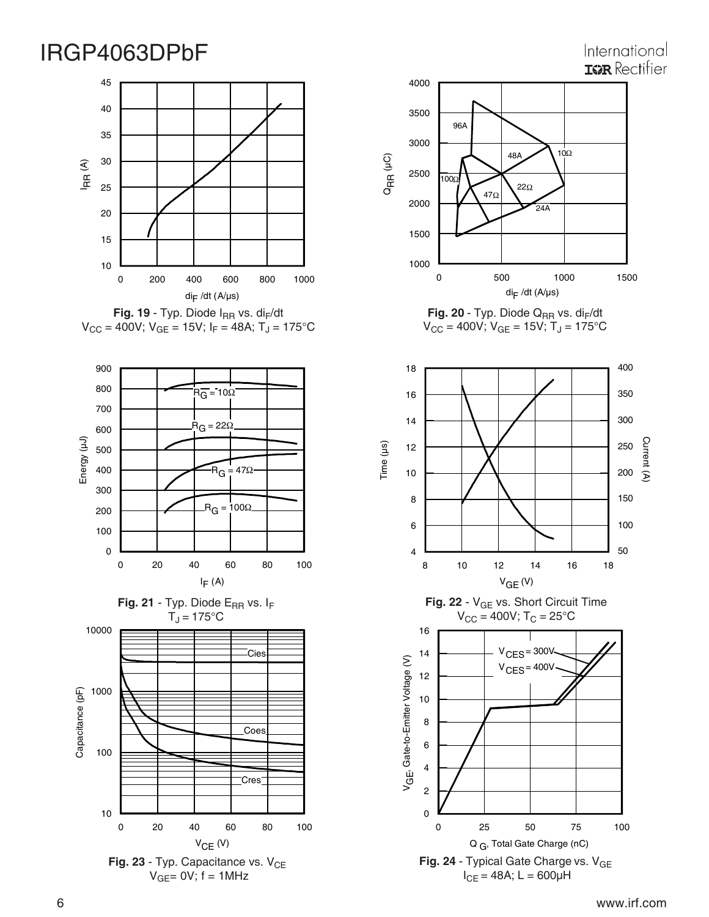**Fig. 19** - Typ. Diode $I_{RR}$ vs. $di_F/dt$
$V_{CC}$ = 400V; $V_{GE}$ = 15V; $I_F$ = 48A; $T_J$ = 175°C

**Fig. 20** - Typ. Diode $Q_{RR}$ vs. $di_F/dt$
$V_{CC}$ = 400V; $V_{GE}$ = 15V; $T_J$ = 175°C

**Fig. 21** - Typ. Diode $E_{RR}$ vs. $I_F$
$T_J$ = 175°C

**Fig. 22** - $V_{GE}$ vs. Short Circuit Time
$V_{CC}$ = 400V; $T_C$ = 25°C

**Fig. 23** - Typ. Capacitance vs. $V_{CE}$
$V_{GE}$= 0V; f = 1MHz

**Fig. 24** - Typical Gate Charge vs. $V_{GE}$
$I_{CE}$ = 48A; L = 600µH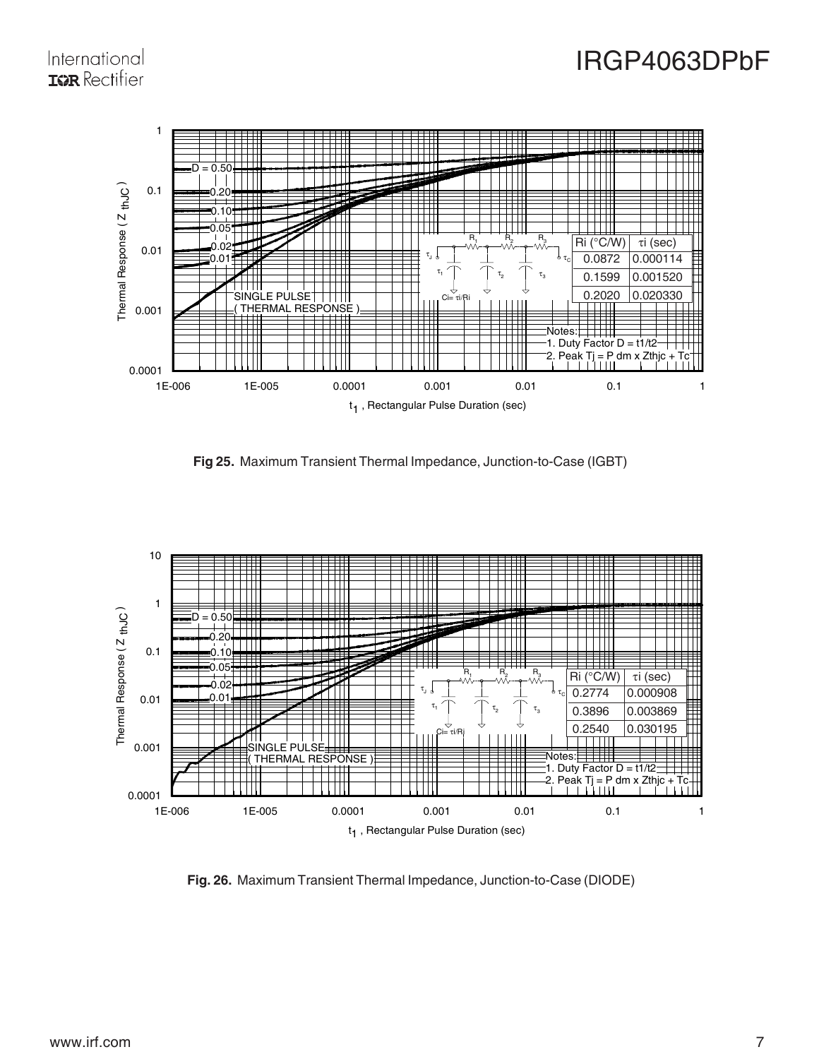| Ri (°C/W) | τi (sec) |
| --- | --- |
| 0.0872 | 0.000114 |
| 0.1599 | 0.001520 |
| 0.2020 | 0.020330 |

Notes:
1. Duty Factor D = t1/t2
2. Peak Tj = P dm x Zthjc + Tc

**Fig 25.** Maximum Transient Thermal Impedance, Junction-to-Case (IGBT)

| Ri (°C/W) | τi (sec) |
| --- | --- |
| 0.2774 | 0.000908 |
| 0.3896 | 0.003869 |
| 0.2540 | 0.030195 |

Notes:
1. Duty Factor D = t1/t2
2. Peak Tj = P dm x Zthjc + Tc

**Fig. 26.** Maximum Transient Thermal Impedance, Junction-to-Case (DIODE)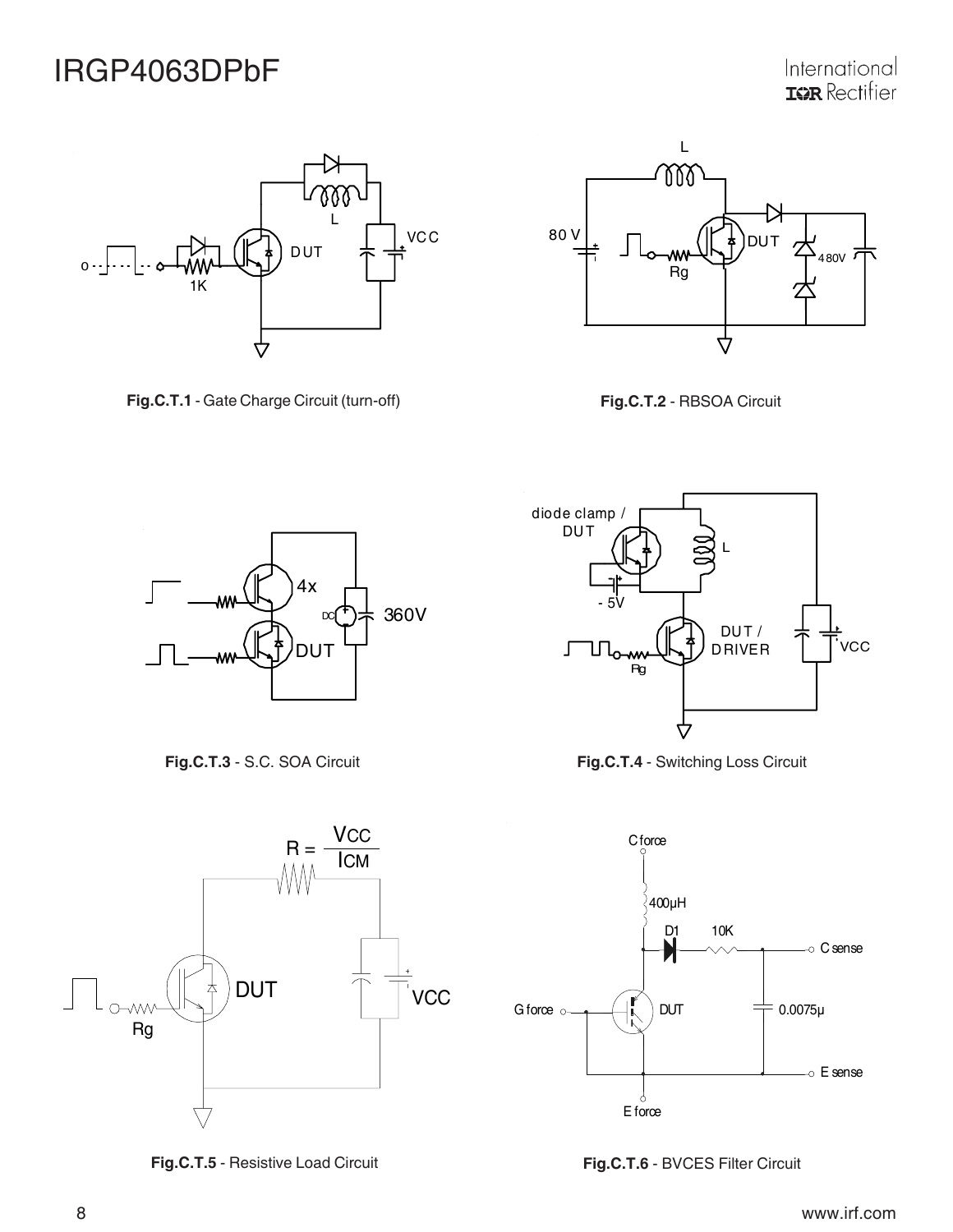**Fig.C.T.1** - Gate Charge Circuit (turn-off)

**Fig.C.T.2** - RBSOA Circuit

**Fig.C.T.3** - S.C. SOA Circuit

**Fig.C.T.4** - Switching Loss Circuit

$R = \frac{V_{CC}}{I_{CM}}$

**Fig.C.T.5** - Resistive Load Circuit

**Fig.C.T.6** - BVCES Filter Circuit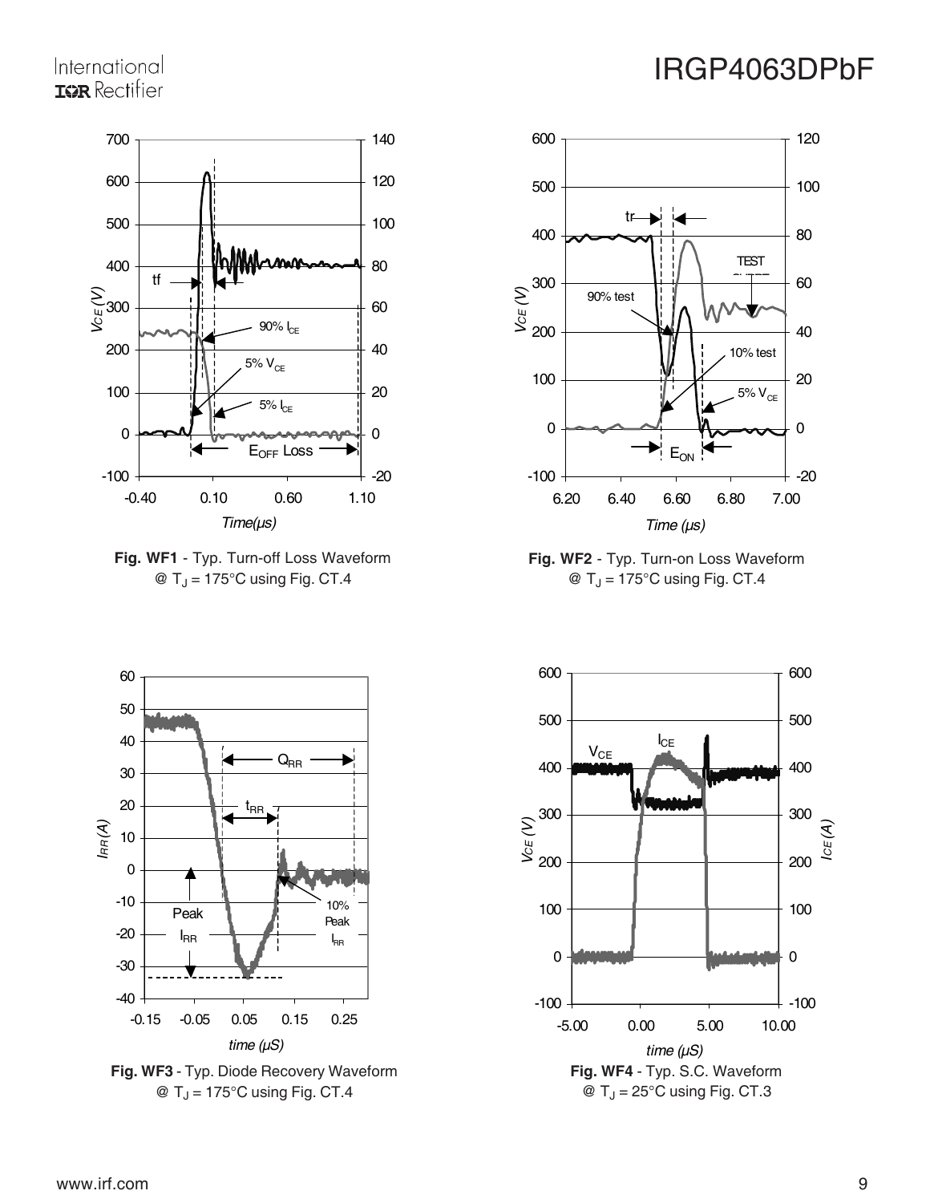**Fig. WF1** - Typ. Turn-off Loss Waveform @ $T_J$ = 175°C using Fig. CT.4

**Fig. WF2** - Typ. Turn-on Loss Waveform @ $T_J$ = 175°C using Fig. CT.4

**Fig. WF3** - Typ. Diode Recovery Waveform @ $T_J$ = 175°C using Fig. CT.4

**Fig. WF4** - Typ. S.C. Waveform @ $T_J$ = 25°C using Fig. CT.3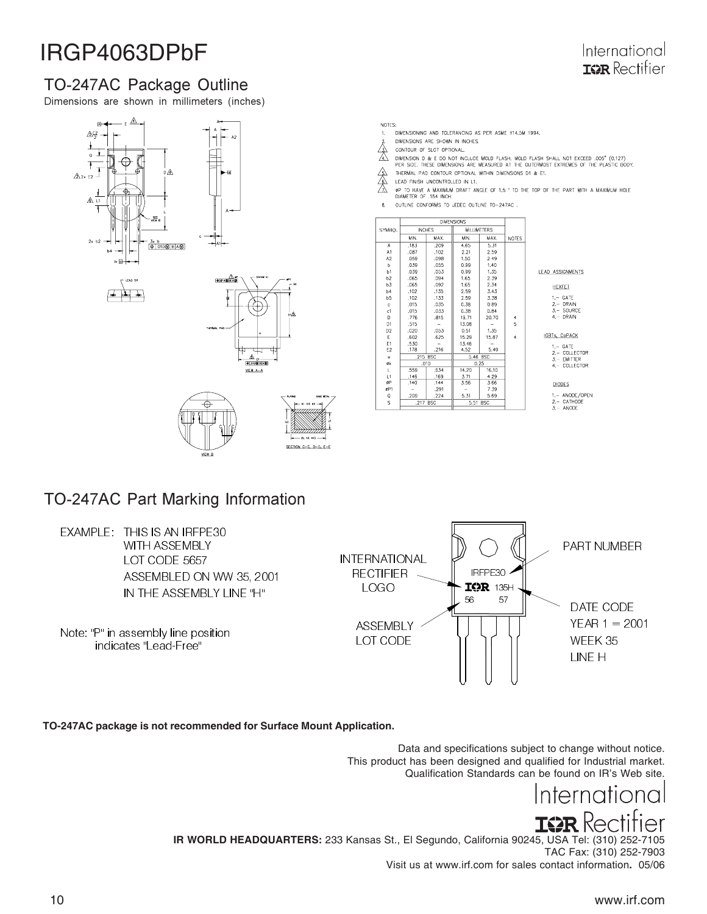## TO-247AC Package Outline

Dimensions are shown in millimeters (inches)

NOTES:

1. DIMENSIONING AND TOLERANCING AS PER ASME Y14.5M 1994.
2. DIMENSIONS ARE SHOWN IN INCHES.
3. CONTOUR OF SLOT OPTIONAL.
4. DIMENSION D & E DO NOT INCLUDE MOLD FLASH. MOLD FLASH SHALL NOT EXCEED .005" (0.127) PER SIDE. THESE DIMENSIONS ARE MEASURED AT THE OUTERMOST EXTREMES OF THE PLASTIC BODY.
5. THERMAL PAD CONTOUR OPTIONAL WITHIN DIMENSIONS D1 & E1.
6. LEAD FINISH UNCONTROLLED IN L1.
7. ØP TO HAVE A MAXIMUM DRAFT ANGLE OF 1.5 ° TO THE TOP OF THE PART WITH A MAXIMUM HOLE DIAMETER OF .154 INCH.
8. OUTLINE CONFORMS TO JEDEC OUTLINE TO-247AC .

| SYMBOL | DIMENSIONS | | | | NOTES |
|---|---|---|---|---|---|
| | INCHES | | MILLIMETERS | | |
| | MIN. | MAX. | MIN. | MAX. | |
| A | .183 | .209 | 4.65 | 5.31 | |
| A1 | .087 | .102 | 2.21 | 2.59 | |
| A2 | .059 | .098 | 1.50 | 2.49 | |
| b | .039 | .055 | 0.99 | 1.40 | |
| b1 | .039 | .053 | 0.99 | 1.35 | |
| b2 | .065 | .094 | 1.65 | 2.39 | |
| b3 | .065 | .092 | 1.65 | 2.34 | |
| b4 | .102 | .135 | 2.59 | 3.43 | |
| b5 | .102 | .133 | 2.59 | 3.38 | |
| c | .015 | .035 | 0.38 | 0.89 | |
| c1 | .015 | .033 | 0.38 | 0.84 | |
| D | .776 | .815 | 19.71 | 20.70 | 4 |
| D1 | .515 | – | 13.08 | – | 5 |
| D2 | .020 | .053 | 0.51 | 1.35 | |
| E | .602 | .625 | 15.29 | 15.87 | 4 |
| E1 | .530 | – | 13.46 | – | |
| E2 | .178 | .216 | 4.52 | 5.49 | |
| e | .215 BSC | | 5.46 BSC | | |
| Øk | .010 | | 0.25 | | |
| L | .559 | .634 | 14.20 | 16.10 | |
| L1 | .146 | .169 | 3.71 | 4.29 | |
| ØP | .140 | .144 | 3.56 | 3.66 | |
| ØP1 | – | .291 | – | 7.39 | |
| Q | .209 | .224 | 5.31 | 5.69 | |
| S | .217 BSC | | 5.51 BSC | | |

LEAD ASSIGNMENTS

HEXFET

1.- GATE
2.- DRAIN
3.- SOURCE
4.- DRAIN

IGBTs, CoPACK

1.- GATE
2.- COLLECTOR
3.- EMITTER
4.- COLLECTOR

DIODES

1.- ANODE/OPEN
2.- CATHODE
3.- ANODE

## TO-247AC Part Marking Information

EXAMPLE: THIS IS AN IRFPE30 WITH ASSEMBLY LOT CODE 5657 ASSEMBLED ON WW 35, 2001 IN THE ASSEMBLY LINE "H"

Note: "P" in assembly line position indicates "Lead-Free"

INTERNATIONAL RECTIFIER LOGO

ASSEMBLY LOT CODE

PART NUMBER

IRFPE30

135H

56 57

DATE CODE
YEAR 1 = 2001
WEEK 35
LINE H

**TO-247AC package is not recommended for Surface Mount Application.**

Data and specifications subject to change without notice.
This product has been designed and qualified for Industrial market.
Qualification Standards can be found on IR's Web site.

International IOR Rectifier

**IR WORLD HEADQUARTERS:** 233 Kansas St., El Segundo, California 90245, USA Tel: (310) 252-7105
TAC Fax: (310) 252-7903
Visit us at www.irf.com for sales contact information. 05/06